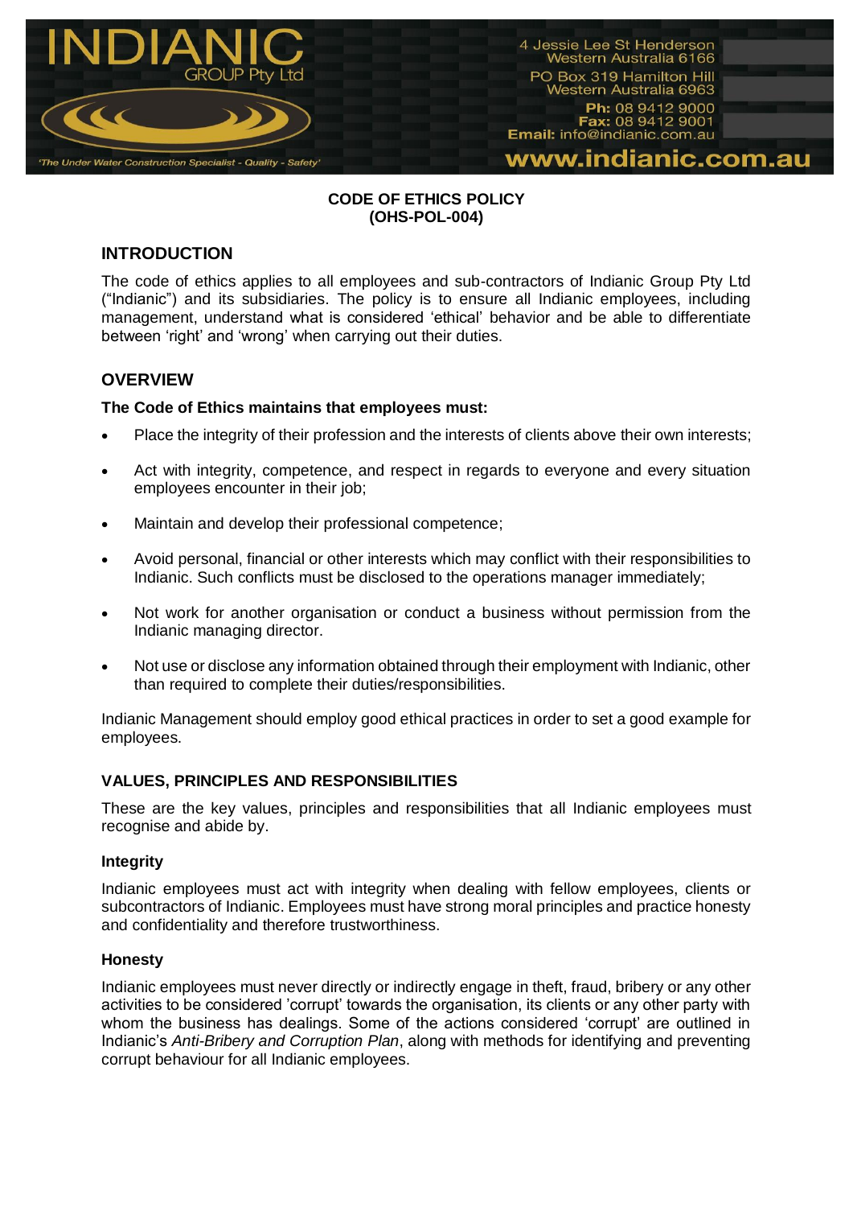INDIANIC GROUP Pty Ltd

'The Under Water Construction Specialist - Quality - Safety'

4 Jessie Lee St Henderson
Western Australia 6166
PO Box 319 Hamilton Hill
Western Australia 6963
**Ph:** 08 9412 9000
**Fax:** 08 9412 9001
**Email:** info@indianic.com.au
www.indianic.com.au

# CODE OF ETHICS POLICY
# (OHS-POL-004)

## INTRODUCTION

The code of ethics applies to all employees and sub-contractors of Indianic Group Pty Ltd ("Indianic") and its subsidiaries. The policy is to ensure all Indianic employees, including management, understand what is considered 'ethical' behavior and be able to differentiate between 'right' and 'wrong' when carrying out their duties.

## OVERVIEW

**The Code of Ethics maintains that employees must:**

- Place the integrity of their profession and the interests of clients above their own interests;
- Act with integrity, competence, and respect in regards to everyone and every situation employees encounter in their job;
- Maintain and develop their professional competence;
- Avoid personal, financial or other interests which may conflict with their responsibilities to Indianic. Such conflicts must be disclosed to the operations manager immediately;
- Not work for another organisation or conduct a business without permission from the Indianic managing director.
- Not use or disclose any information obtained through their employment with Indianic, other than required to complete their duties/responsibilities.

Indianic Management should employ good ethical practices in order to set a good example for employees.

### VALUES, PRINCIPLES AND RESPONSIBILITIES

These are the key values, principles and responsibilities that all Indianic employees must recognise and abide by.

#### Integrity

Indianic employees must act with integrity when dealing with fellow employees, clients or subcontractors of Indianic. Employees must have strong moral principles and practice honesty and confidentiality and therefore trustworthiness.

#### Honesty

Indianic employees must never directly or indirectly engage in theft, fraud, bribery or any other activities to be considered 'corrupt' towards the organisation, its clients or any other party with whom the business has dealings. Some of the actions considered 'corrupt' are outlined in Indianic's *Anti-Bribery and Corruption Plan*, along with methods for identifying and preventing corrupt behaviour for all Indianic employees.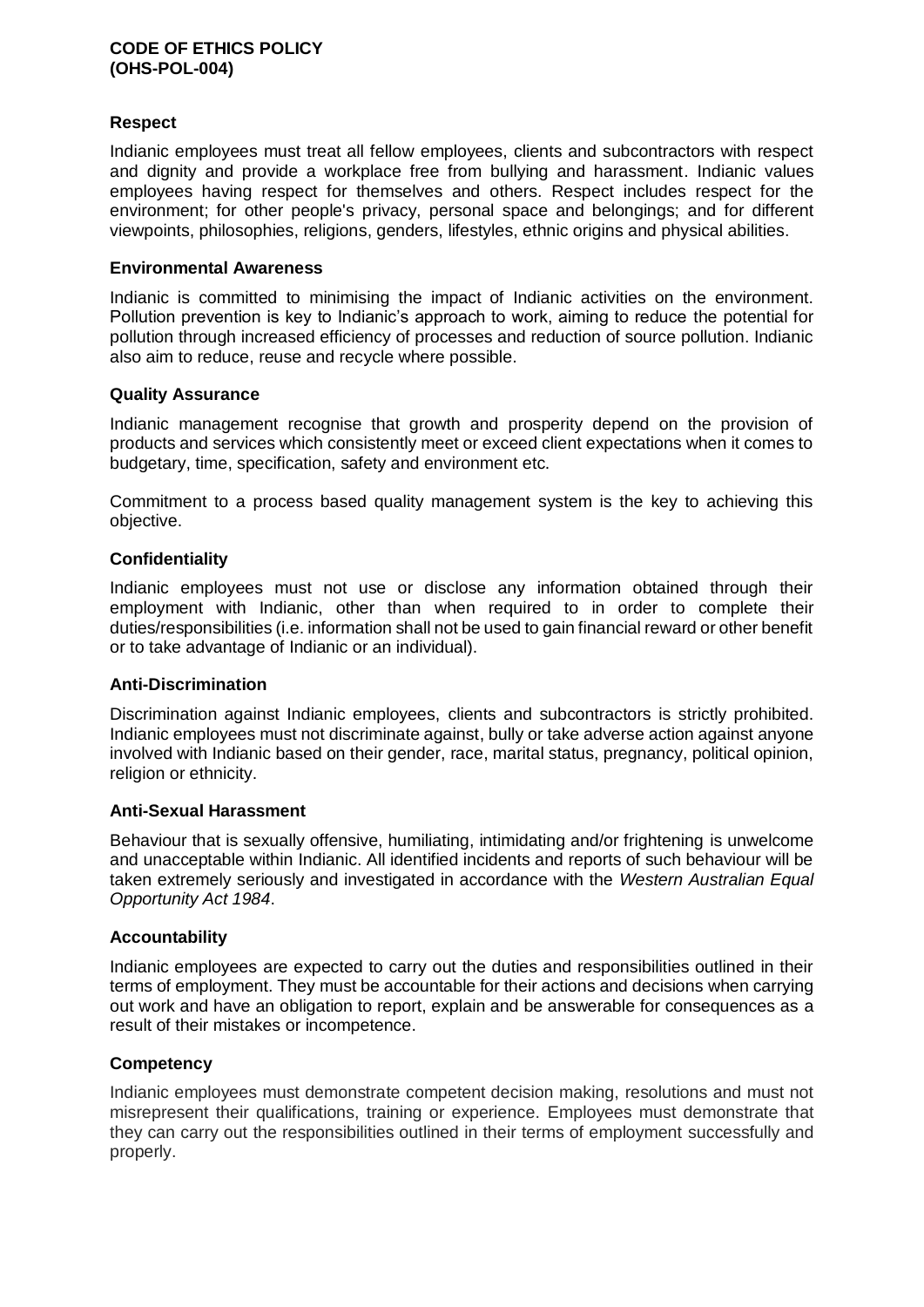**CODE OF ETHICS POLICY (OHS-POL-004)**

### Respect

Indianic employees must treat all fellow employees, clients and subcontractors with respect and dignity and provide a workplace free from bullying and harassment. Indianic values employees having respect for themselves and others. Respect includes respect for the environment; for other people's privacy, personal space and belongings; and for different viewpoints, philosophies, religions, genders, lifestyles, ethnic origins and physical abilities.

### Environmental Awareness

Indianic is committed to minimising the impact of Indianic activities on the environment. Pollution prevention is key to Indianic's approach to work, aiming to reduce the potential for pollution through increased efficiency of processes and reduction of source pollution. Indianic also aim to reduce, reuse and recycle where possible.

### Quality Assurance

Indianic management recognise that growth and prosperity depend on the provision of products and services which consistently meet or exceed client expectations when it comes to budgetary, time, specification, safety and environment etc.

Commitment to a process based quality management system is the key to achieving this objective.

### Confidentiality

Indianic employees must not use or disclose any information obtained through their employment with Indianic, other than when required to in order to complete their duties/responsibilities (i.e. information shall not be used to gain financial reward or other benefit or to take advantage of Indianic or an individual).

### Anti-Discrimination

Discrimination against Indianic employees, clients and subcontractors is strictly prohibited. Indianic employees must not discriminate against, bully or take adverse action against anyone involved with Indianic based on their gender, race, marital status, pregnancy, political opinion, religion or ethnicity.

### Anti-Sexual Harassment

Behaviour that is sexually offensive, humiliating, intimidating and/or frightening is unwelcome and unacceptable within Indianic. All identified incidents and reports of such behaviour will be taken extremely seriously and investigated in accordance with the *Western Australian Equal Opportunity Act 1984*.

### Accountability

Indianic employees are expected to carry out the duties and responsibilities outlined in their terms of employment. They must be accountable for their actions and decisions when carrying out work and have an obligation to report, explain and be answerable for consequences as a result of their mistakes or incompetence.

### Competency

Indianic employees must demonstrate competent decision making, resolutions and must not misrepresent their qualifications, training or experience. Employees must demonstrate that they can carry out the responsibilities outlined in their terms of employment successfully and properly.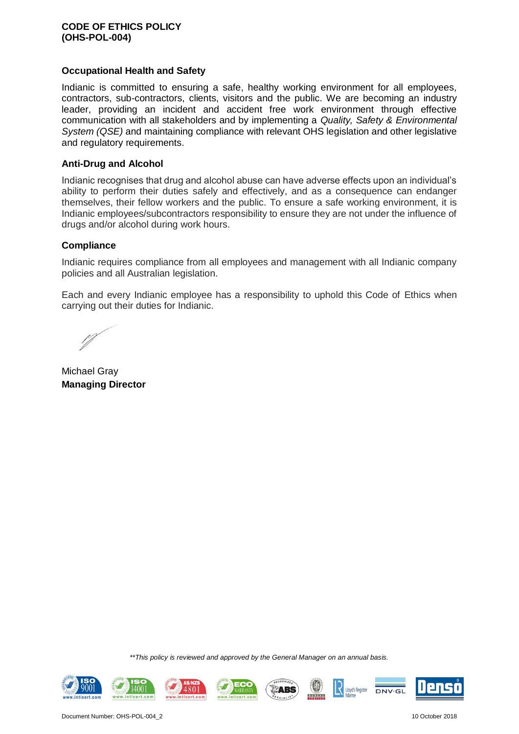## Occupational Health and Safety

Indianic is committed to ensuring a safe, healthy working environment for all employees, contractors, sub-contractors, clients, visitors and the public. We are becoming an industry leader, providing an incident and accident free work environment through effective communication with all stakeholders and by implementing a *Quality, Safety & Environmental System (QSE)* and maintaining compliance with relevant OHS legislation and other legislative and regulatory requirements.

## Anti-Drug and Alcohol

Indianic recognises that drug and alcohol abuse can have adverse effects upon an individual's ability to perform their duties safely and effectively, and as a consequence can endanger themselves, their fellow workers and the public. To ensure a safe working environment, it is Indianic employees/subcontractors responsibility to ensure they are not under the influence of drugs and/or alcohol during work hours.

## Compliance

Indianic requires compliance from all employees and management with all Indianic company policies and all Australian legislation.

Each and every Indianic employee has a responsibility to uphold this Code of Ethics when carrying out their duties for Indianic.

Michael Gray
**Managing Director**

*\*\*This policy is reviewed and approved by the General Manager on an annual basis.*